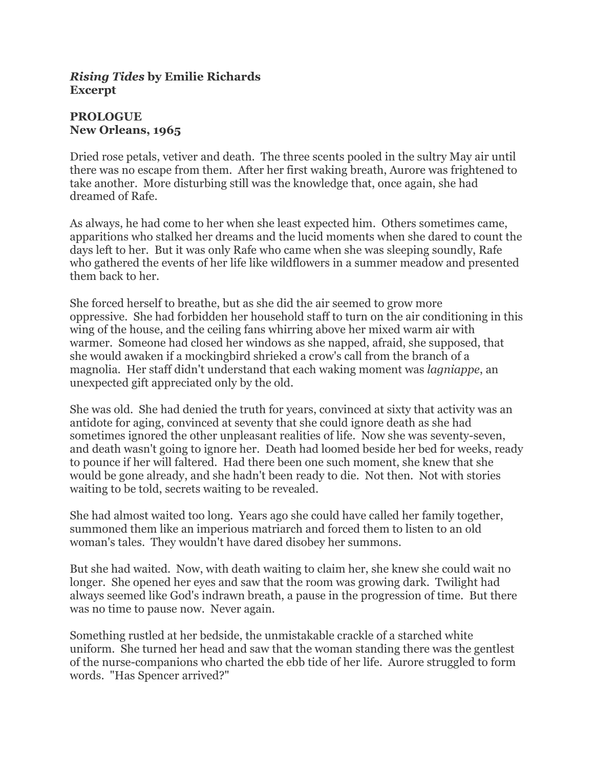***Rising Tides* by Emilie Richards**
**Excerpt**

**PROLOGUE**
**New Orleans, 1965**

Dried rose petals, vetiver and death. The three scents pooled in the sultry May air until there was no escape from them. After her first waking breath, Aurore was frightened to take another. More disturbing still was the knowledge that, once again, she had dreamed of Rafe.

As always, he had come to her when she least expected him. Others sometimes came, apparitions who stalked her dreams and the lucid moments when she dared to count the days left to her. But it was only Rafe who came when she was sleeping soundly, Rafe who gathered the events of her life like wildflowers in a summer meadow and presented them back to her.

She forced herself to breathe, but as she did the air seemed to grow more oppressive. She had forbidden her household staff to turn on the air conditioning in this wing of the house, and the ceiling fans whirring above her mixed warm air with warmer. Someone had closed her windows as she napped, afraid, she supposed, that she would awaken if a mockingbird shrieked a crow's call from the branch of a magnolia. Her staff didn't understand that each waking moment was *lagniappe*, an unexpected gift appreciated only by the old.

She was old. She had denied the truth for years, convinced at sixty that activity was an antidote for aging, convinced at seventy that she could ignore death as she had sometimes ignored the other unpleasant realities of life. Now she was seventy-seven, and death wasn't going to ignore her. Death had loomed beside her bed for weeks, ready to pounce if her will faltered. Had there been one such moment, she knew that she would be gone already, and she hadn't been ready to die. Not then. Not with stories waiting to be told, secrets waiting to be revealed.

She had almost waited too long. Years ago she could have called her family together, summoned them like an imperious matriarch and forced them to listen to an old woman's tales. They wouldn't have dared disobey her summons.

But she had waited. Now, with death waiting to claim her, she knew she could wait no longer. She opened her eyes and saw that the room was growing dark. Twilight had always seemed like God's indrawn breath, a pause in the progression of time. But there was no time to pause now. Never again.

Something rustled at her bedside, the unmistakable crackle of a starched white uniform. She turned her head and saw that the woman standing there was the gentlest of the nurse-companions who charted the ebb tide of her life. Aurore struggled to form words. "Has Spencer arrived?"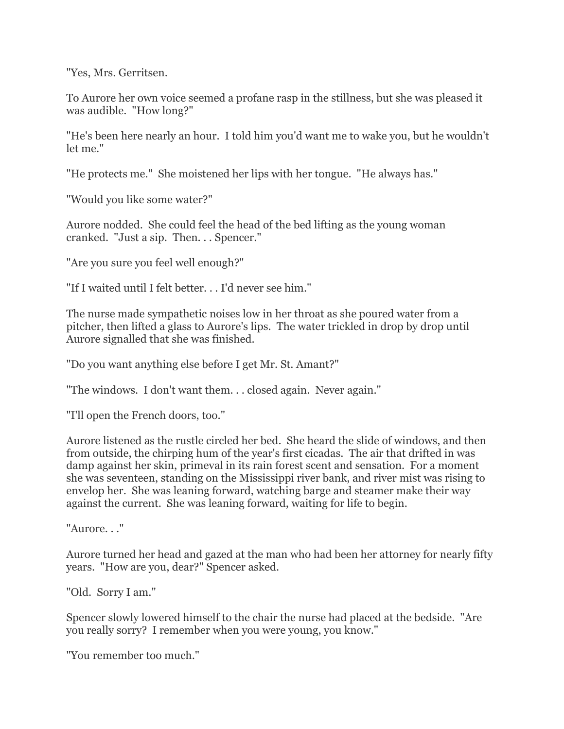"Yes, Mrs. Gerritsen.

To Aurore her own voice seemed a profane rasp in the stillness, but she was pleased it was audible. "How long?"

"He's been here nearly an hour. I told him you'd want me to wake you, but he wouldn't let me."

"He protects me." She moistened her lips with her tongue. "He always has."

"Would you like some water?"

Aurore nodded. She could feel the head of the bed lifting as the young woman cranked. "Just a sip. Then. . . Spencer."

"Are you sure you feel well enough?"

"If I waited until I felt better. . . I'd never see him."

The nurse made sympathetic noises low in her throat as she poured water from a pitcher, then lifted a glass to Aurore's lips. The water trickled in drop by drop until Aurore signalled that she was finished.

"Do you want anything else before I get Mr. St. Amant?"

"The windows. I don't want them. . . closed again. Never again."

"I'll open the French doors, too."

Aurore listened as the rustle circled her bed. She heard the slide of windows, and then from outside, the chirping hum of the year's first cicadas. The air that drifted in was damp against her skin, primeval in its rain forest scent and sensation. For a moment she was seventeen, standing on the Mississippi river bank, and river mist was rising to envelop her. She was leaning forward, watching barge and steamer make their way against the current. She was leaning forward, waiting for life to begin.

"Aurore. . ."

Aurore turned her head and gazed at the man who had been her attorney for nearly fifty years. "How are you, dear?" Spencer asked.

"Old. Sorry I am."

Spencer slowly lowered himself to the chair the nurse had placed at the bedside. "Are you really sorry? I remember when you were young, you know."

"You remember too much."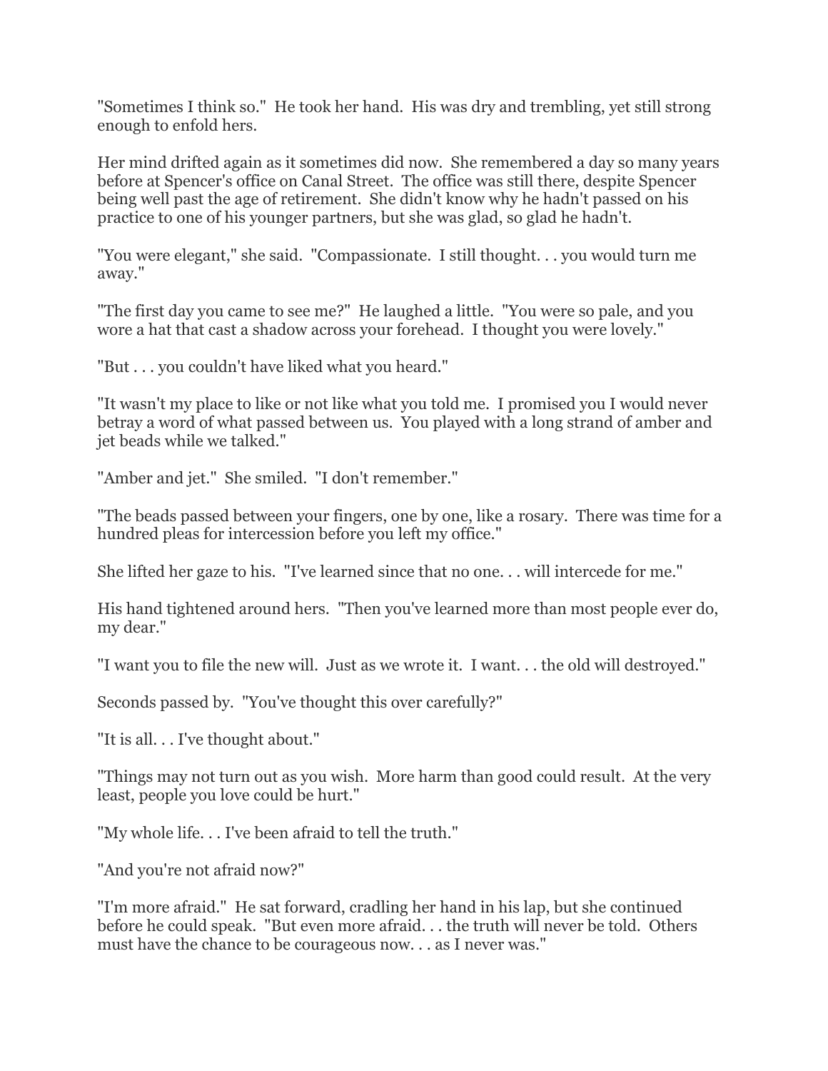"Sometimes I think so." He took her hand. His was dry and trembling, yet still strong enough to enfold hers.

Her mind drifted again as it sometimes did now. She remembered a day so many years before at Spencer's office on Canal Street. The office was still there, despite Spencer being well past the age of retirement. She didn't know why he hadn't passed on his practice to one of his younger partners, but she was glad, so glad he hadn't.

"You were elegant," she said. "Compassionate. I still thought. . . you would turn me away."

"The first day you came to see me?" He laughed a little. "You were so pale, and you wore a hat that cast a shadow across your forehead. I thought you were lovely."

"But . . . you couldn't have liked what you heard."

"It wasn't my place to like or not like what you told me. I promised you I would never betray a word of what passed between us. You played with a long strand of amber and jet beads while we talked."

"Amber and jet." She smiled. "I don't remember."

"The beads passed between your fingers, one by one, like a rosary. There was time for a hundred pleas for intercession before you left my office."

She lifted her gaze to his. "I've learned since that no one. . . will intercede for me."

His hand tightened around hers. "Then you've learned more than most people ever do, my dear."

"I want you to file the new will. Just as we wrote it. I want. . . the old will destroyed."

Seconds passed by. "You've thought this over carefully?"

"It is all. . . I've thought about."

"Things may not turn out as you wish. More harm than good could result. At the very least, people you love could be hurt."

"My whole life. . . I've been afraid to tell the truth."

"And you're not afraid now?"

"I'm more afraid." He sat forward, cradling her hand in his lap, but she continued before he could speak. "But even more afraid. . . the truth will never be told. Others must have the chance to be courageous now. . . as I never was."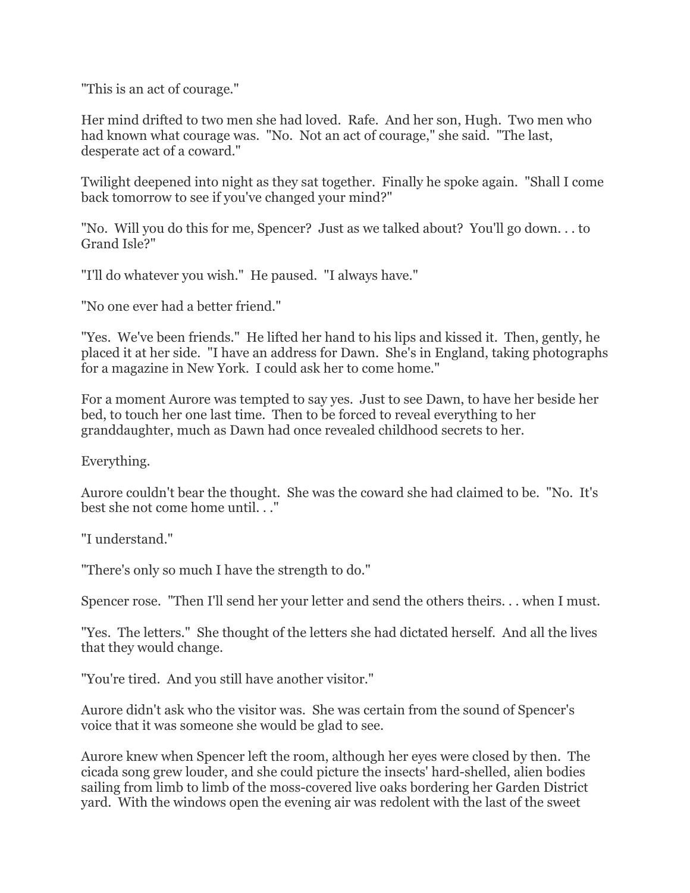"This is an act of courage."

Her mind drifted to two men she had loved. Rafe. And her son, Hugh. Two men who had known what courage was. "No. Not an act of courage," she said. "The last, desperate act of a coward."

Twilight deepened into night as they sat together. Finally he spoke again. "Shall I come back tomorrow to see if you've changed your mind?"

"No. Will you do this for me, Spencer? Just as we talked about? You'll go down. . . to Grand Isle?"

"I'll do whatever you wish." He paused. "I always have."

"No one ever had a better friend."

"Yes. We've been friends." He lifted her hand to his lips and kissed it. Then, gently, he placed it at her side. "I have an address for Dawn. She's in England, taking photographs for a magazine in New York. I could ask her to come home."

For a moment Aurore was tempted to say yes. Just to see Dawn, to have her beside her bed, to touch her one last time. Then to be forced to reveal everything to her granddaughter, much as Dawn had once revealed childhood secrets to her.

Everything.

Aurore couldn't bear the thought. She was the coward she had claimed to be. "No. It's best she not come home until. . ."

"I understand."

"There's only so much I have the strength to do."

Spencer rose. "Then I'll send her your letter and send the others theirs. . . when I must.

"Yes. The letters." She thought of the letters she had dictated herself. And all the lives that they would change.

"You're tired. And you still have another visitor."

Aurore didn't ask who the visitor was. She was certain from the sound of Spencer's voice that it was someone she would be glad to see.

Aurore knew when Spencer left the room, although her eyes were closed by then. The cicada song grew louder, and she could picture the insects' hard-shelled, alien bodies sailing from limb to limb of the moss-covered live oaks bordering her Garden District yard. With the windows open the evening air was redolent with the last of the sweet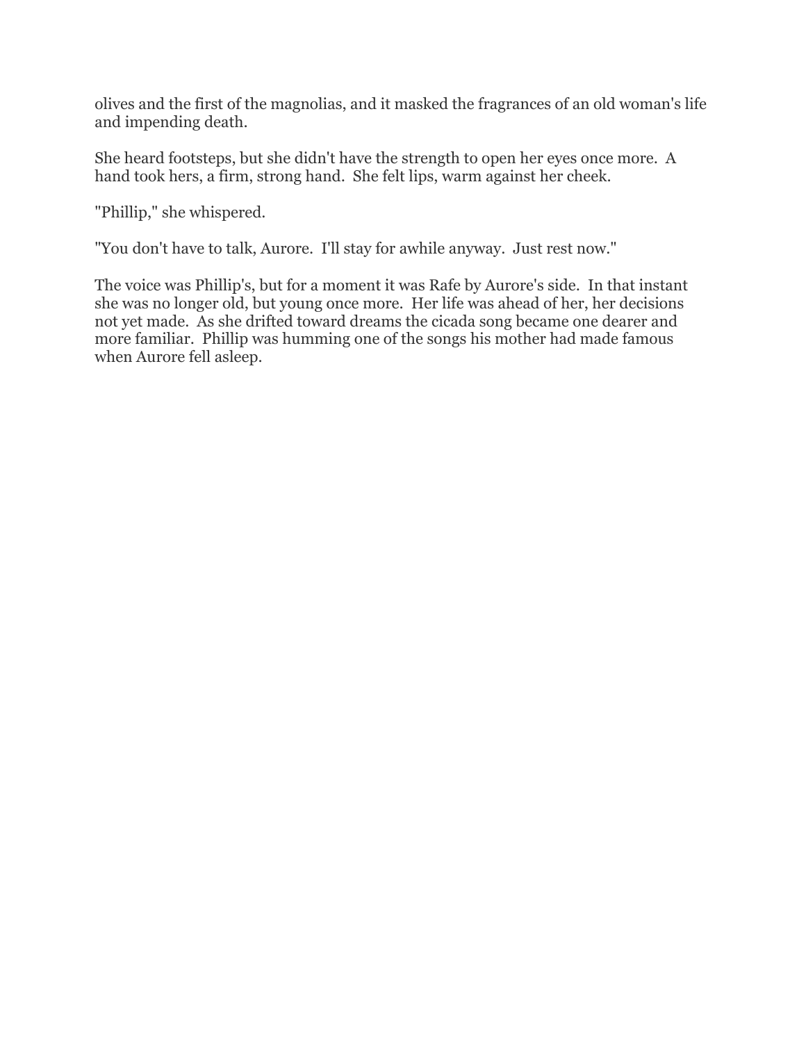olives and the first of the magnolias, and it masked the fragrances of an old woman's life and impending death.

She heard footsteps, but she didn't have the strength to open her eyes once more. A hand took hers, a firm, strong hand. She felt lips, warm against her cheek.

"Phillip," she whispered.

"You don't have to talk, Aurore. I'll stay for awhile anyway. Just rest now."

The voice was Phillip's, but for a moment it was Rafe by Aurore's side. In that instant she was no longer old, but young once more. Her life was ahead of her, her decisions not yet made. As she drifted toward dreams the cicada song became one dearer and more familiar. Phillip was humming one of the songs his mother had made famous when Aurore fell asleep.